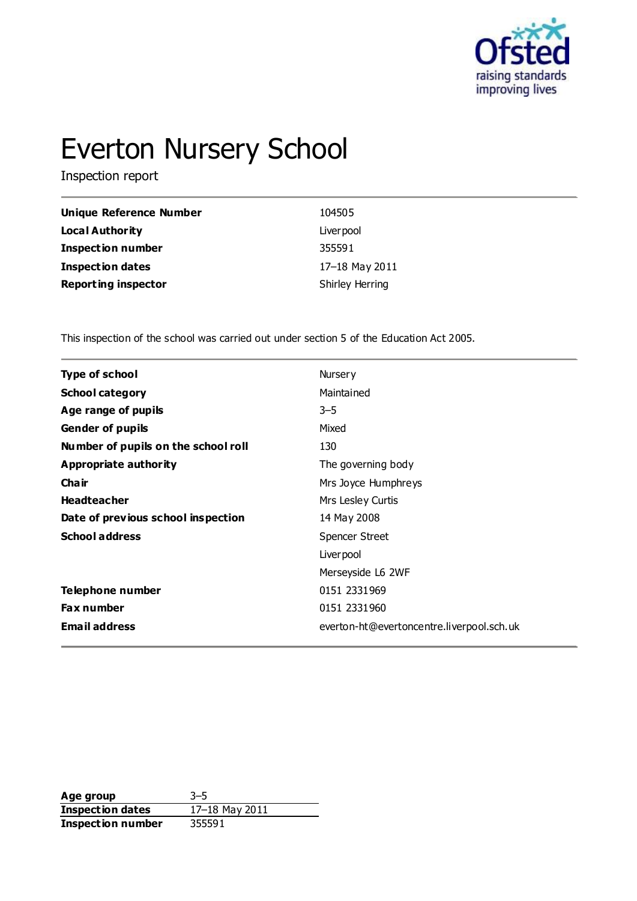# Everton Nursery School

Inspection report

| | |
|---|---|
| **Unique Reference Number** | 104505 |
| **Local Authority** | Liverpool |
| **Inspection number** | 355591 |
| **Inspection dates** | 17–18 May 2011 |
| **Reporting inspector** | Shirley Herring |

This inspection of the school was carried out under section 5 of the Education Act 2005.

| | |
|---|---|
| **Type of school** | Nursery |
| **School category** | Maintained |
| **Age range of pupils** | 3–5 |
| **Gender of pupils** | Mixed |
| **Number of pupils on the school roll** | 130 |
| **Appropriate authority** | The governing body |
| **Chair** | Mrs Joyce Humphreys |
| **Headteacher** | Mrs Lesley Curtis |
| **Date of previous school inspection** | 14 May 2008 |
| **School address** | Spencer Street<br>Liverpool<br>Merseyside L6 2WF |
| **Telephone number** | 0151 2331969 |
| **Fax number** | 0151 2331960 |
| **Email address** | everton-ht@evertoncentre.liverpool.sch.uk |

| | |
|---|---|
| **Age group** | 3–5 |
| **Inspection dates** | 17–18 May 2011 |
| **Inspection number** | 355591 |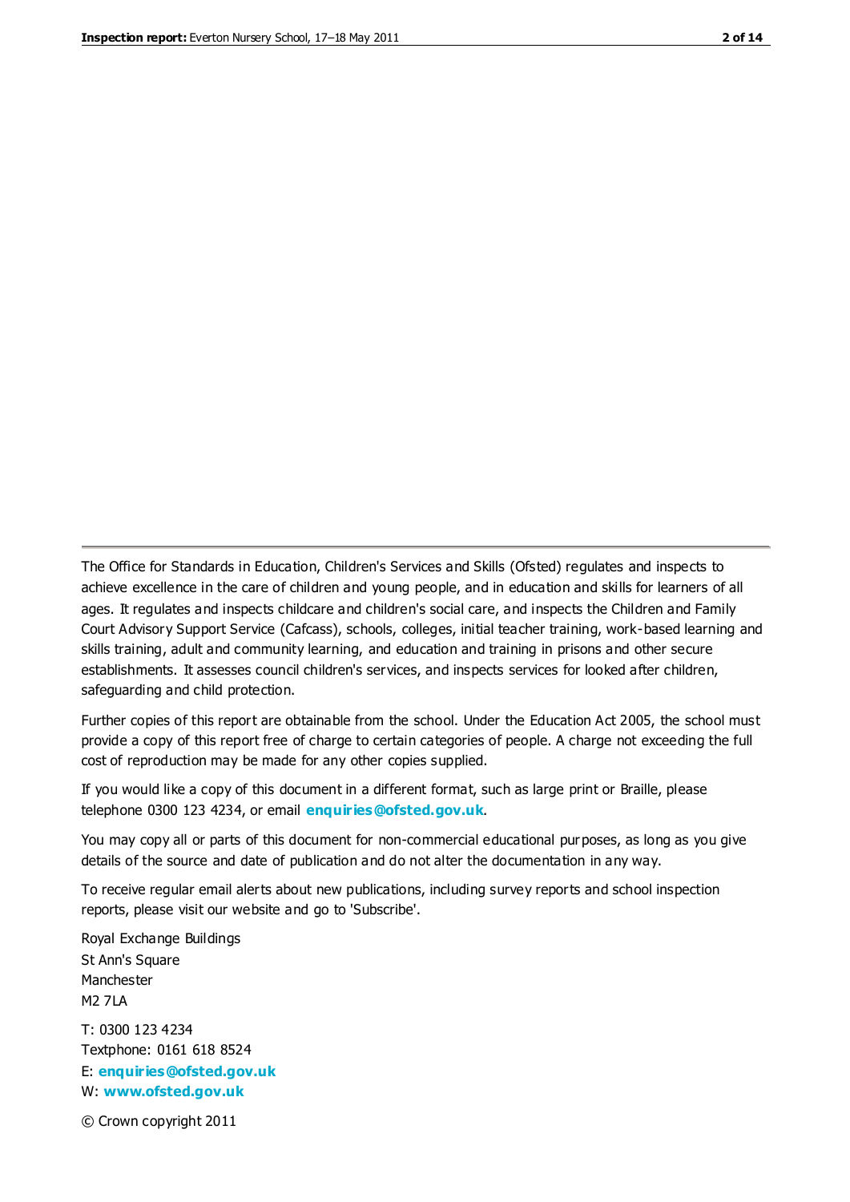The Office for Standards in Education, Children's Services and Skills (Ofsted) regulates and inspects to achieve excellence in the care of children and young people, and in education and skills for learners of all ages. It regulates and inspects childcare and children's social care, and inspects the Children and Family Court Advisory Support Service (Cafcass), schools, colleges, initial teacher training, work-based learning and skills training, adult and community learning, and education and training in prisons and other secure establishments. It assesses council children's services, and inspects services for looked after children, safeguarding and child protection.

Further copies of this report are obtainable from the school. Under the Education Act 2005, the school must provide a copy of this report free of charge to certain categories of people. A charge not exceeding the full cost of reproduction may be made for any other copies supplied.

If you would like a copy of this document in a different format, such as large print or Braille, please telephone 0300 123 4234, or email **enquiries@ofsted.gov.uk**.

You may copy all or parts of this document for non-commercial educational purposes, as long as you give details of the source and date of publication and do not alter the documentation in any way.

To receive regular email alerts about new publications, including survey reports and school inspection reports, please visit our website and go to 'Subscribe'.

Royal Exchange Buildings
St Ann's Square
Manchester
M2 7LA

T: 0300 123 4234
Textphone: 0161 618 8524
E: **enquiries@ofsted.gov.uk**
W: **www.ofsted.gov.uk**

© Crown copyright 2011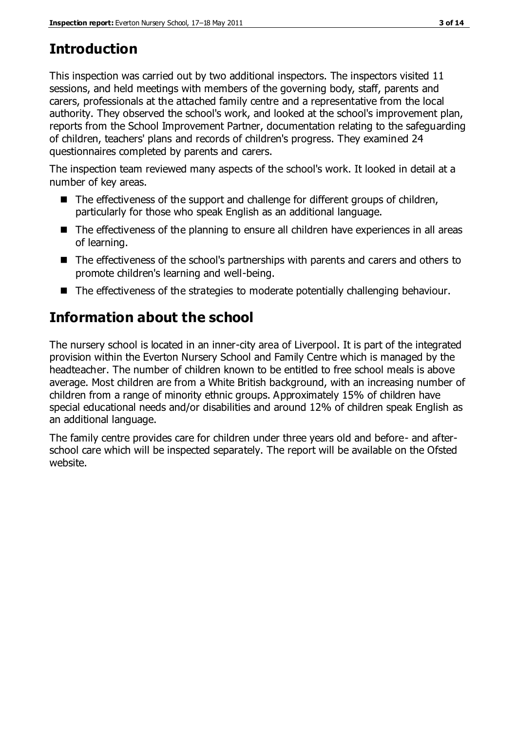# Introduction

This inspection was carried out by two additional inspectors. The inspectors visited 11 sessions, and held meetings with members of the governing body, staff, parents and carers, professionals at the attached family centre and a representative from the local authority. They observed the school's work, and looked at the school's improvement plan, reports from the School Improvement Partner, documentation relating to the safeguarding of children, teachers' plans and records of children's progress. They examined 24 questionnaires completed by parents and carers.

The inspection team reviewed many aspects of the school's work. It looked in detail at a number of key areas.

- The effectiveness of the support and challenge for different groups of children, particularly for those who speak English as an additional language.
- The effectiveness of the planning to ensure all children have experiences in all areas of learning.
- The effectiveness of the school's partnerships with parents and carers and others to promote children's learning and well-being.
- The effectiveness of the strategies to moderate potentially challenging behaviour.

# Information about the school

The nursery school is located in an inner-city area of Liverpool. It is part of the integrated provision within the Everton Nursery School and Family Centre which is managed by the headteacher. The number of children known to be entitled to free school meals is above average. Most children are from a White British background, with an increasing number of children from a range of minority ethnic groups. Approximately 15% of children have special educational needs and/or disabilities and around 12% of children speak English as an additional language.

The family centre provides care for children under three years old and before- and after-school care which will be inspected separately. The report will be available on the Ofsted website.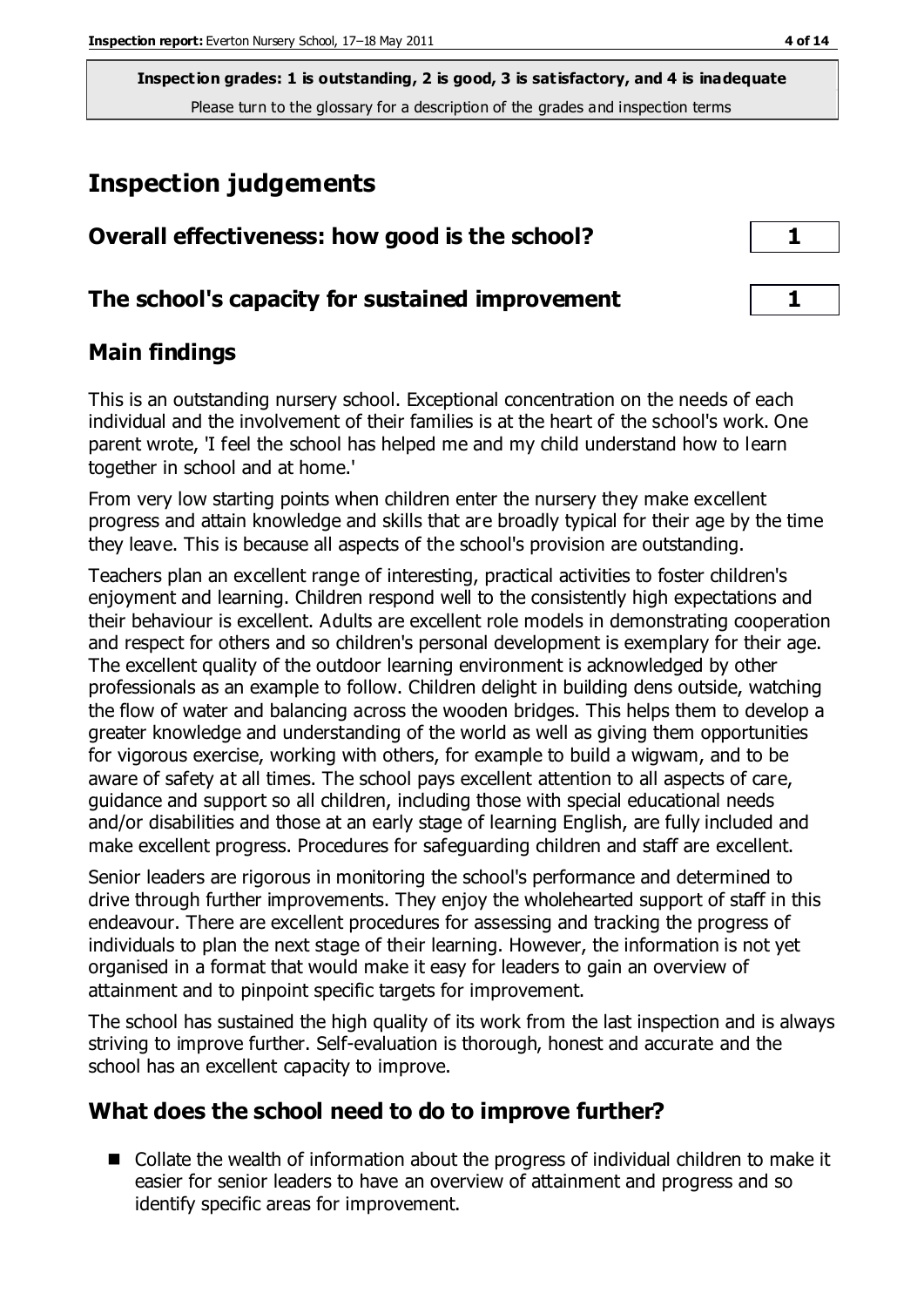**Inspection grades: 1 is outstanding, 2 is good, 3 is satisfactory, and 4 is inadequate**
Please turn to the glossary for a description of the grades and inspection terms

# Inspection judgements

| | |
|---|---|
| **Overall effectiveness: how good is the school?** | **1** |
| **The school's capacity for sustained improvement** | **1** |

## Main findings

This is an outstanding nursery school. Exceptional concentration on the needs of each individual and the involvement of their families is at the heart of the school's work. One parent wrote, 'I feel the school has helped me and my child understand how to learn together in school and at home.'

From very low starting points when children enter the nursery they make excellent progress and attain knowledge and skills that are broadly typical for their age by the time they leave. This is because all aspects of the school's provision are outstanding.

Teachers plan an excellent range of interesting, practical activities to foster children's enjoyment and learning. Children respond well to the consistently high expectations and their behaviour is excellent. Adults are excellent role models in demonstrating cooperation and respect for others and so children's personal development is exemplary for their age. The excellent quality of the outdoor learning environment is acknowledged by other professionals as an example to follow. Children delight in building dens outside, watching the flow of water and balancing across the wooden bridges. This helps them to develop a greater knowledge and understanding of the world as well as giving them opportunities for vigorous exercise, working with others, for example to build a wigwam, and to be aware of safety at all times. The school pays excellent attention to all aspects of care, guidance and support so all children, including those with special educational needs and/or disabilities and those at an early stage of learning English, are fully included and make excellent progress. Procedures for safeguarding children and staff are excellent.

Senior leaders are rigorous in monitoring the school's performance and determined to drive through further improvements. They enjoy the wholehearted support of staff in this endeavour. There are excellent procedures for assessing and tracking the progress of individuals to plan the next stage of their learning. However, the information is not yet organised in a format that would make it easy for leaders to gain an overview of attainment and to pinpoint specific targets for improvement.

The school has sustained the high quality of its work from the last inspection and is always striving to improve further. Self-evaluation is thorough, honest and accurate and the school has an excellent capacity to improve.

## What does the school need to do to improve further?

- Collate the wealth of information about the progress of individual children to make it easier for senior leaders to have an overview of attainment and progress and so identify specific areas for improvement.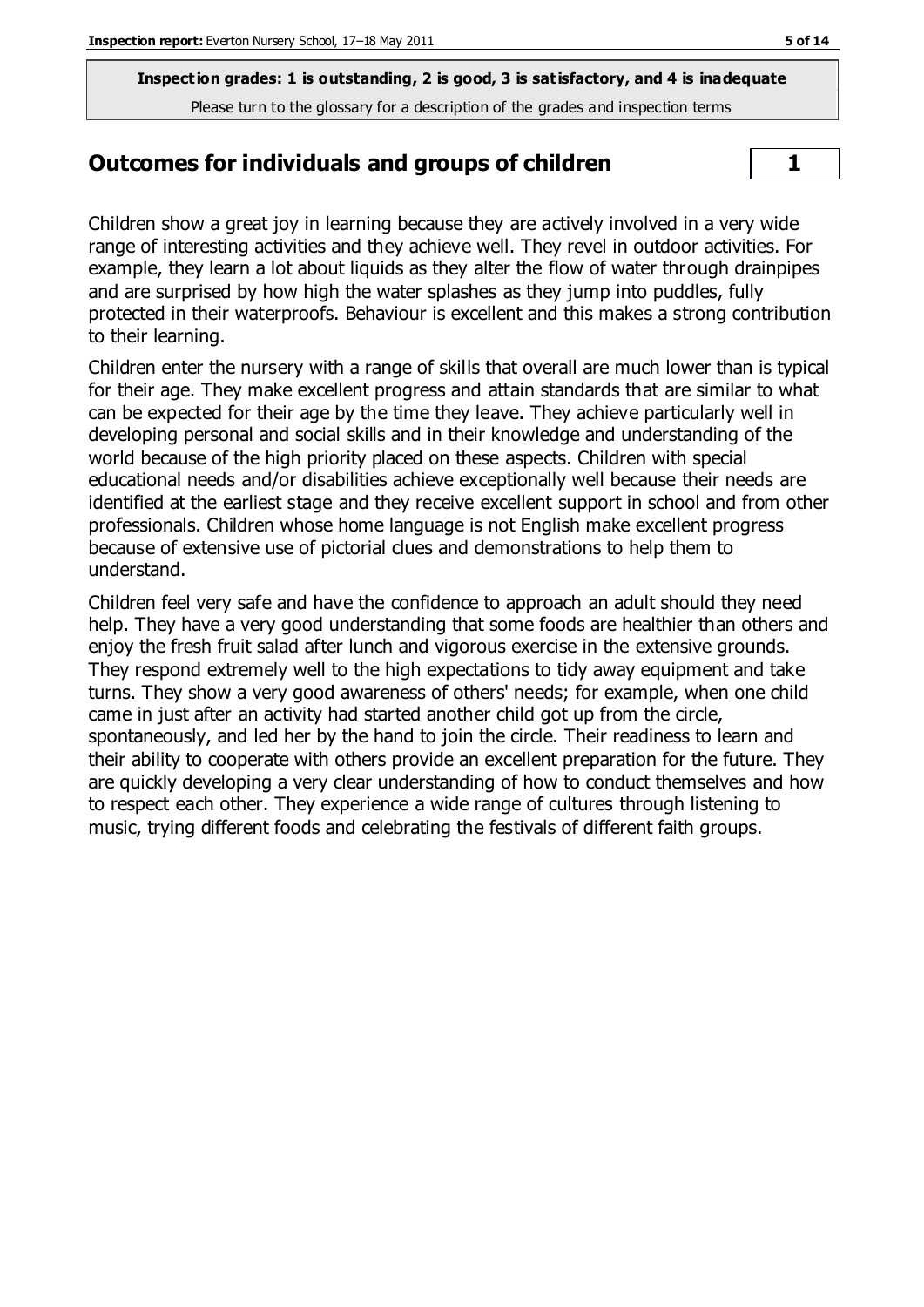**Inspection grades: 1 is outstanding, 2 is good, 3 is satisfactory, and 4 is inadequate**

Please turn to the glossary for a description of the grades and inspection terms

## Outcomes for individuals and groups of children — 1

Children show a great joy in learning because they are actively involved in a very wide range of interesting activities and they achieve well. They revel in outdoor activities. For example, they learn a lot about liquids as they alter the flow of water through drainpipes and are surprised by how high the water splashes as they jump into puddles, fully protected in their waterproofs. Behaviour is excellent and this makes a strong contribution to their learning.

Children enter the nursery with a range of skills that overall are much lower than is typical for their age. They make excellent progress and attain standards that are similar to what can be expected for their age by the time they leave. They achieve particularly well in developing personal and social skills and in their knowledge and understanding of the world because of the high priority placed on these aspects. Children with special educational needs and/or disabilities achieve exceptionally well because their needs are identified at the earliest stage and they receive excellent support in school and from other professionals. Children whose home language is not English make excellent progress because of extensive use of pictorial clues and demonstrations to help them to understand.

Children feel very safe and have the confidence to approach an adult should they need help. They have a very good understanding that some foods are healthier than others and enjoy the fresh fruit salad after lunch and vigorous exercise in the extensive grounds. They respond extremely well to the high expectations to tidy away equipment and take turns. They show a very good awareness of others' needs; for example, when one child came in just after an activity had started another child got up from the circle, spontaneously, and led her by the hand to join the circle. Their readiness to learn and their ability to cooperate with others provide an excellent preparation for the future. They are quickly developing a very clear understanding of how to conduct themselves and how to respect each other. They experience a wide range of cultures through listening to music, trying different foods and celebrating the festivals of different faith groups.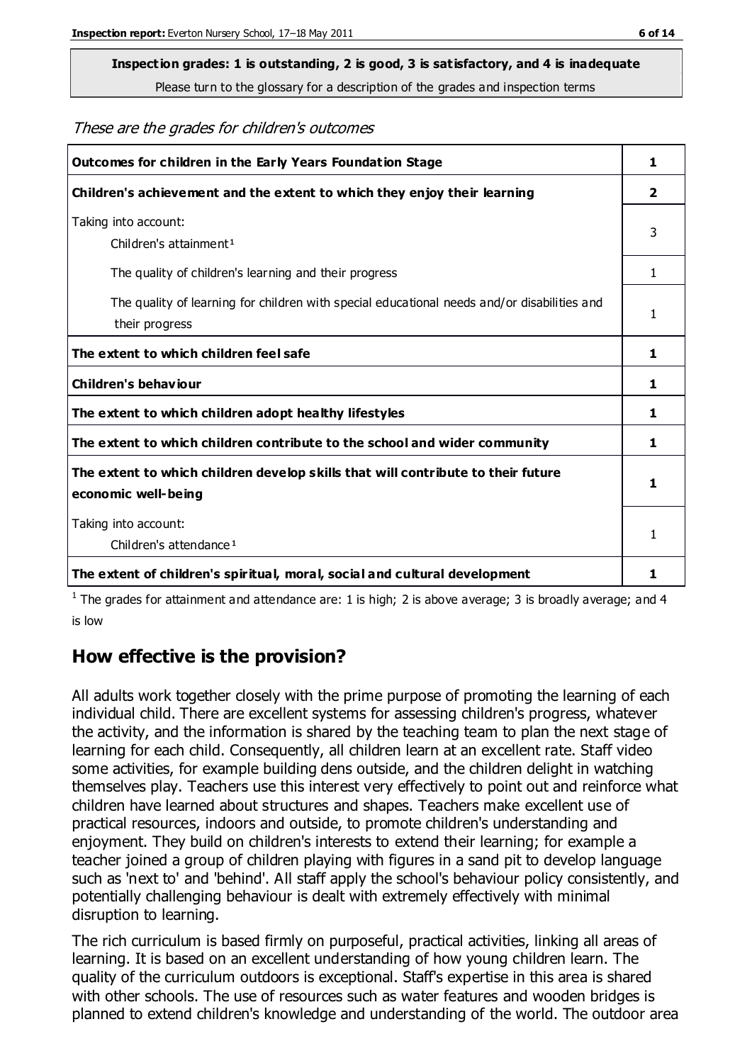**Inspection grades: 1 is outstanding, 2 is good, 3 is satisfactory, and 4 is inadequate**

Please turn to the glossary for a description of the grades and inspection terms

*These are the grades for children's outcomes*

| | |
|---|---|
| **Outcomes for children in the Early Years Foundation Stage** | **1** |
| **Children's achievement and the extent to which they enjoy their learning** | **2** |
| Taking into account:<br>Children's attainment [1] | 3 |
| The quality of children's learning and their progress | 1 |
| The quality of learning for children with special educational needs and/or disabilities and their progress | 1 |
| **The extent to which children feel safe** | **1** |
| **Children's behaviour** | **1** |
| **The extent to which children adopt healthy lifestyles** | **1** |
| **The extent to which children contribute to the school and wider community** | **1** |
| **The extent to which children develop skills that will contribute to their future economic well-being** | **1** |
| Taking into account:<br>Children's attendance [1] | 1 |
| **The extent of children's spiritual, moral, social and cultural development** | **1** |

[1] The grades for attainment and attendance are: 1 is high; 2 is above average; 3 is broadly average; and 4 is low

## How effective is the provision?

All adults work together closely with the prime purpose of promoting the learning of each individual child. There are excellent systems for assessing children's progress, whatever the activity, and the information is shared by the teaching team to plan the next stage of learning for each child. Consequently, all children learn at an excellent rate. Staff video some activities, for example building dens outside, and the children delight in watching themselves play. Teachers use this interest very effectively to point out and reinforce what children have learned about structures and shapes. Teachers make excellent use of practical resources, indoors and outside, to promote children's understanding and enjoyment. They build on children's interests to extend their learning; for example a teacher joined a group of children playing with figures in a sand pit to develop language such as 'next to' and 'behind'. All staff apply the school's behaviour policy consistently, and potentially challenging behaviour is dealt with extremely effectively with minimal disruption to learning.

The rich curriculum is based firmly on purposeful, practical activities, linking all areas of learning. It is based on an excellent understanding of how young children learn. The quality of the curriculum outdoors is exceptional. Staff's expertise in this area is shared with other schools. The use of resources such as water features and wooden bridges is planned to extend children's knowledge and understanding of the world. The outdoor area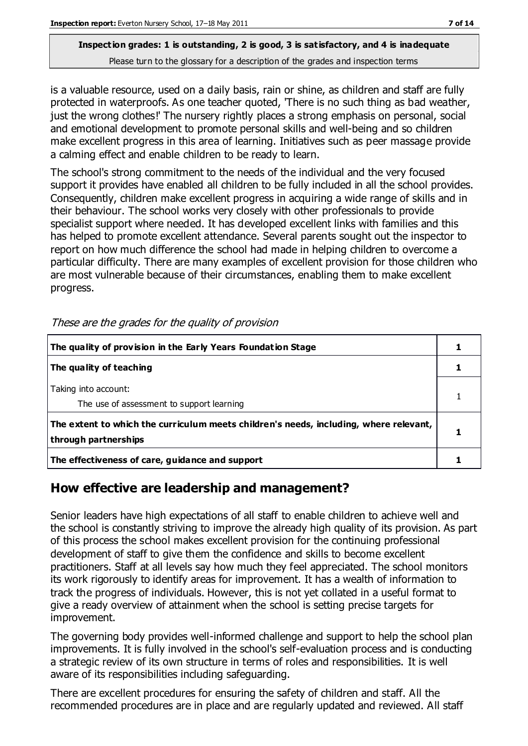is a valuable resource, used on a daily basis, rain or shine, as children and staff are fully protected in waterproofs. As one teacher quoted, 'There is no such thing as bad weather, just the wrong clothes!' The nursery rightly places a strong emphasis on personal, social and emotional development to promote personal skills and well-being and so children make excellent progress in this area of learning. Initiatives such as peer massage provide a calming effect and enable children to be ready to learn.

The school's strong commitment to the needs of the individual and the very focused support it provides have enabled all children to be fully included in all the school provides. Consequently, children make excellent progress in acquiring a wide range of skills and in their behaviour. The school works very closely with other professionals to provide specialist support where needed. It has developed excellent links with families and this has helped to promote excellent attendance. Several parents sought out the inspector to report on how much difference the school had made in helping children to overcome a particular difficulty. There are many examples of excellent provision for those children who are most vulnerable because of their circumstances, enabling them to make excellent progress.

*These are the grades for the quality of provision*

| | |
|---|---|
| **The quality of provision in the Early Years Foundation Stage** | **1** |
| **The quality of teaching** | **1** |
| Taking into account: The use of assessment to support learning | 1 |
| **The extent to which the curriculum meets children's needs, including, where relevant, through partnerships** | **1** |
| **The effectiveness of care, guidance and support** | **1** |

## How effective are leadership and management?

Senior leaders have high expectations of all staff to enable children to achieve well and the school is constantly striving to improve the already high quality of its provision. As part of this process the school makes excellent provision for the continuing professional development of staff to give them the confidence and skills to become excellent practitioners. Staff at all levels say how much they feel appreciated. The school monitors its work rigorously to identify areas for improvement. It has a wealth of information to track the progress of individuals. However, this is not yet collated in a useful format to give a ready overview of attainment when the school is setting precise targets for improvement.

The governing body provides well-informed challenge and support to help the school plan improvements. It is fully involved in the school's self-evaluation process and is conducting a strategic review of its own structure in terms of roles and responsibilities. It is well aware of its responsibilities including safeguarding.

There are excellent procedures for ensuring the safety of children and staff. All the recommended procedures are in place and are regularly updated and reviewed. All staff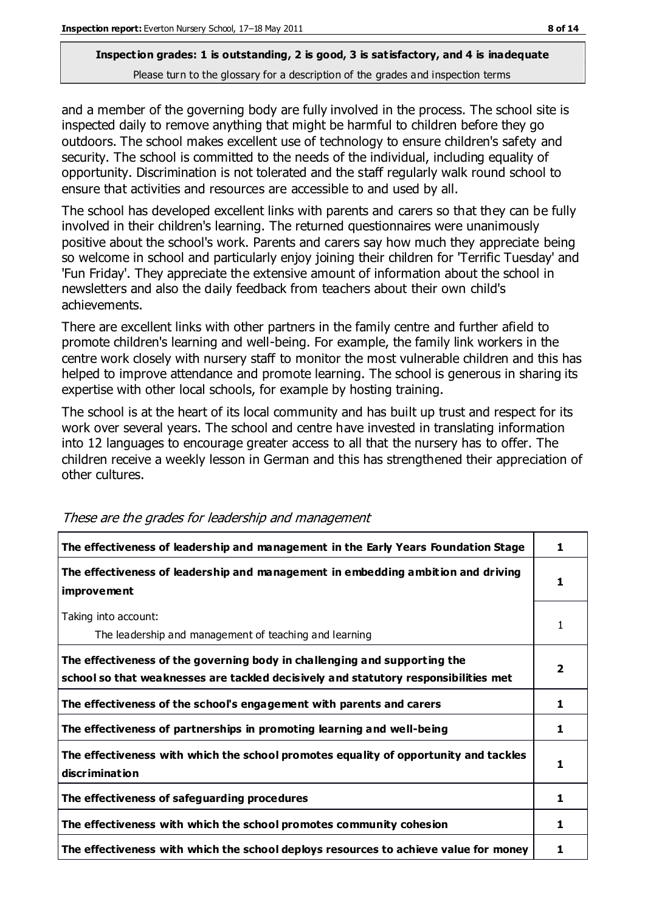**Inspection grades: 1 is outstanding, 2 is good, 3 is satisfactory, and 4 is inadequate**
Please turn to the glossary for a description of the grades and inspection terms

and a member of the governing body are fully involved in the process. The school site is inspected daily to remove anything that might be harmful to children before they go outdoors. The school makes excellent use of technology to ensure children's safety and security. The school is committed to the needs of the individual, including equality of opportunity. Discrimination is not tolerated and the staff regularly walk round school to ensure that activities and resources are accessible to and used by all.

The school has developed excellent links with parents and carers so that they can be fully involved in their children's learning. The returned questionnaires were unanimously positive about the school's work. Parents and carers say how much they appreciate being so welcome in school and particularly enjoy joining their children for 'Terrific Tuesday' and 'Fun Friday'. They appreciate the extensive amount of information about the school in newsletters and also the daily feedback from teachers about their own child's achievements.

There are excellent links with other partners in the family centre and further afield to promote children's learning and well-being. For example, the family link workers in the centre work closely with nursery staff to monitor the most vulnerable children and this has helped to improve attendance and promote learning. The school is generous in sharing its expertise with other local schools, for example by hosting training.

The school is at the heart of its local community and has built up trust and respect for its work over several years. The school and centre have invested in translating information into 12 languages to encourage greater access to all that the nursery has to offer. The children receive a weekly lesson in German and this has strengthened their appreciation of other cultures.

*These are the grades for leadership and management*

| | |
|---|---|
| **The effectiveness of leadership and management in the Early Years Foundation Stage** | **1** |
| **The effectiveness of leadership and management in embedding ambition and driving improvement** | **1** |
| Taking into account: The leadership and management of teaching and learning | 1 |
| **The effectiveness of the governing body in challenging and supporting the school so that weaknesses are tackled decisively and statutory responsibilities met** | **2** |
| **The effectiveness of the school's engagement with parents and carers** | **1** |
| **The effectiveness of partnerships in promoting learning and well-being** | **1** |
| **The effectiveness with which the school promotes equality of opportunity and tackles discrimination** | **1** |
| **The effectiveness of safeguarding procedures** | **1** |
| **The effectiveness with which the school promotes community cohesion** | **1** |
| **The effectiveness with which the school deploys resources to achieve value for money** | **1** |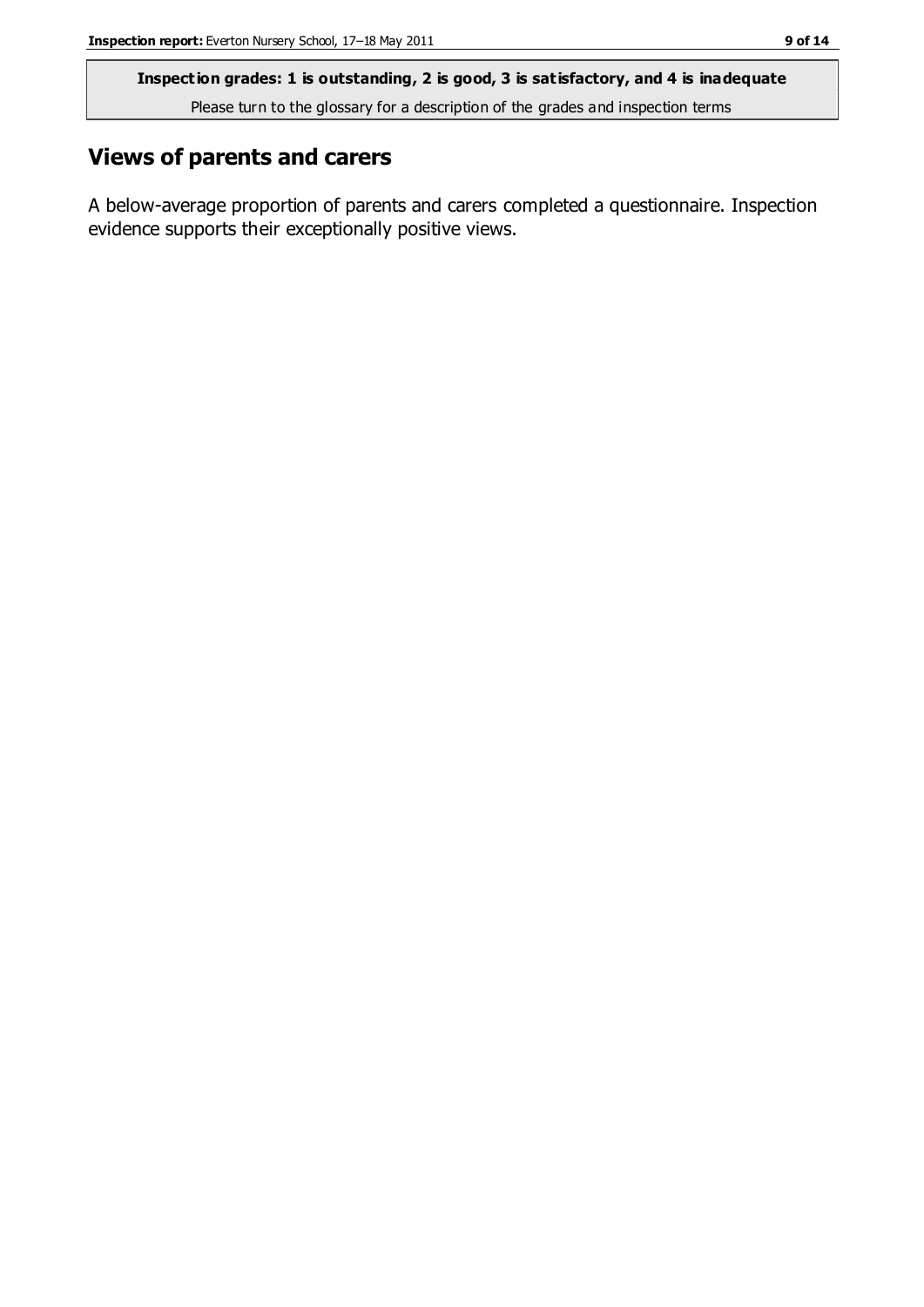**Inspection grades: 1 is outstanding, 2 is good, 3 is satisfactory, and 4 is inadequate**

Please turn to the glossary for a description of the grades and inspection terms

## Views of parents and carers

A below-average proportion of parents and carers completed a questionnaire. Inspection evidence supports their exceptionally positive views.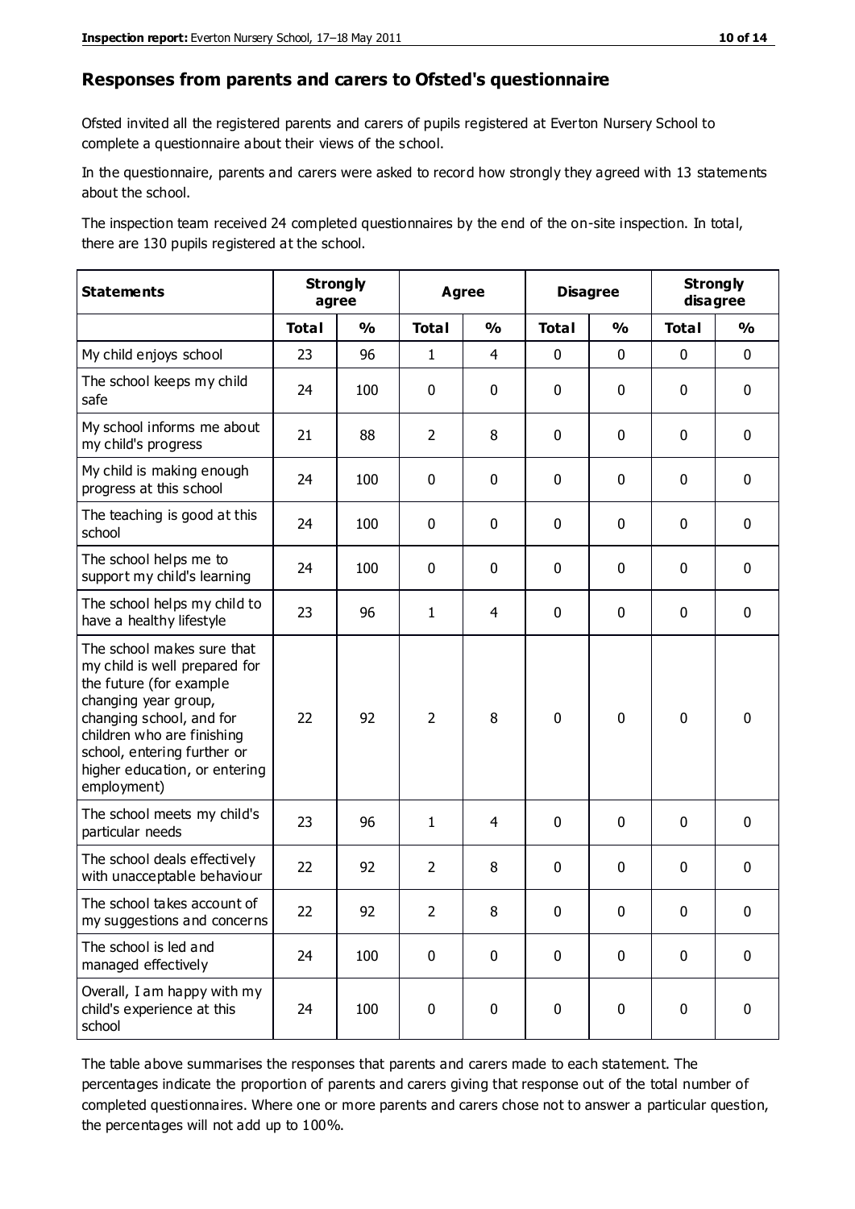## Responses from parents and carers to Ofsted's questionnaire

Ofsted invited all the registered parents and carers of pupils registered at Everton Nursery School to complete a questionnaire about their views of the school.

In the questionnaire, parents and carers were asked to record how strongly they agreed with 13 statements about the school.

The inspection team received 24 completed questionnaires by the end of the on-site inspection. In total, there are 130 pupils registered at the school.

| Statements | Strongly agree | | Agree | | Disagree | | Strongly disagree | |
|---|---|---|---|---|---|---|---|---|
| | Total | % | Total | % | Total | % | Total | % |
| My child enjoys school | 23 | 96 | 1 | 4 | 0 | 0 | 0 | 0 |
| The school keeps my child safe | 24 | 100 | 0 | 0 | 0 | 0 | 0 | 0 |
| My school informs me about my child's progress | 21 | 88 | 2 | 8 | 0 | 0 | 0 | 0 |
| My child is making enough progress at this school | 24 | 100 | 0 | 0 | 0 | 0 | 0 | 0 |
| The teaching is good at this school | 24 | 100 | 0 | 0 | 0 | 0 | 0 | 0 |
| The school helps me to support my child's learning | 24 | 100 | 0 | 0 | 0 | 0 | 0 | 0 |
| The school helps my child to have a healthy lifestyle | 23 | 96 | 1 | 4 | 0 | 0 | 0 | 0 |
| The school makes sure that my child is well prepared for the future (for example changing year group, changing school, and for children who are finishing school, entering further or higher education, or entering employment) | 22 | 92 | 2 | 8 | 0 | 0 | 0 | 0 |
| The school meets my child's particular needs | 23 | 96 | 1 | 4 | 0 | 0 | 0 | 0 |
| The school deals effectively with unacceptable behaviour | 22 | 92 | 2 | 8 | 0 | 0 | 0 | 0 |
| The school takes account of my suggestions and concerns | 22 | 92 | 2 | 8 | 0 | 0 | 0 | 0 |
| The school is led and managed effectively | 24 | 100 | 0 | 0 | 0 | 0 | 0 | 0 |
| Overall, I am happy with my child's experience at this school | 24 | 100 | 0 | 0 | 0 | 0 | 0 | 0 |

The table above summarises the responses that parents and carers made to each statement. The percentages indicate the proportion of parents and carers giving that response out of the total number of completed questionnaires. Where one or more parents and carers chose not to answer a particular question, the percentages will not add up to 100%.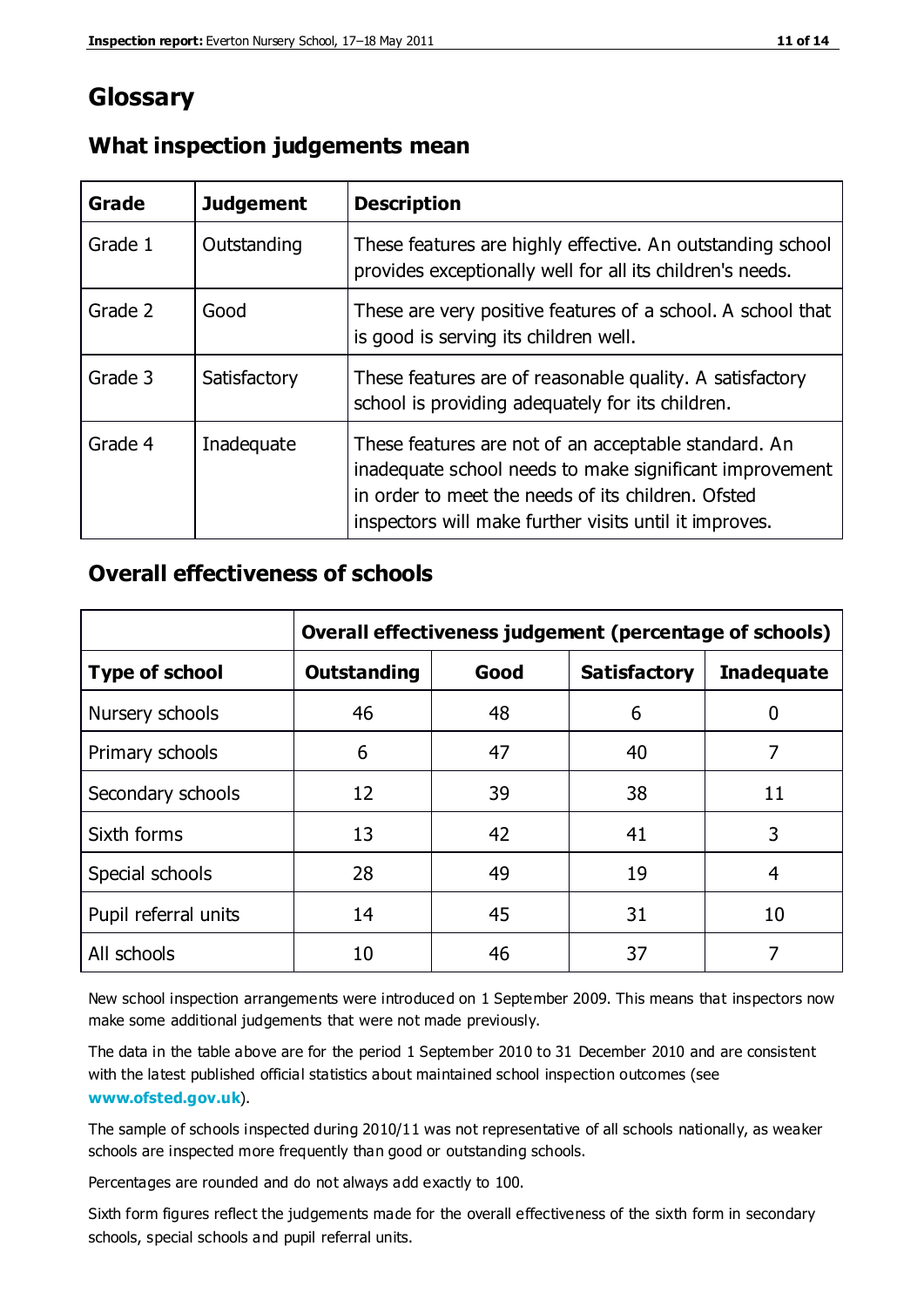# Glossary

## What inspection judgements mean

| Grade | Judgement | Description |
|---|---|---|
| Grade 1 | Outstanding | These features are highly effective. An outstanding school provides exceptionally well for all its children's needs. |
| Grade 2 | Good | These are very positive features of a school. A school that is good is serving its children well. |
| Grade 3 | Satisfactory | These features are of reasonable quality. A satisfactory school is providing adequately for its children. |
| Grade 4 | Inadequate | These features are not of an acceptable standard. An inadequate school needs to make significant improvement in order to meet the needs of its children. Ofsted inspectors will make further visits until it improves. |

## Overall effectiveness of schools

| | Overall effectiveness judgement (percentage of schools) | | | |
|---|---|---|---|---|
| **Type of school** | **Outstanding** | **Good** | **Satisfactory** | **Inadequate** |
| Nursery schools | 46 | 48 | 6 | 0 |
| Primary schools | 6 | 47 | 40 | 7 |
| Secondary schools | 12 | 39 | 38 | 11 |
| Sixth forms | 13 | 42 | 41 | 3 |
| Special schools | 28 | 49 | 19 | 4 |
| Pupil referral units | 14 | 45 | 31 | 10 |
| All schools | 10 | 46 | 37 | 7 |

New school inspection arrangements were introduced on 1 September 2009. This means that inspectors now make some additional judgements that were not made previously.

The data in the table above are for the period 1 September 2010 to 31 December 2010 and are consistent with the latest published official statistics about maintained school inspection outcomes (see **www.ofsted.gov.uk**).

The sample of schools inspected during 2010/11 was not representative of all schools nationally, as weaker schools are inspected more frequently than good or outstanding schools.

Percentages are rounded and do not always add exactly to 100.

Sixth form figures reflect the judgements made for the overall effectiveness of the sixth form in secondary schools, special schools and pupil referral units.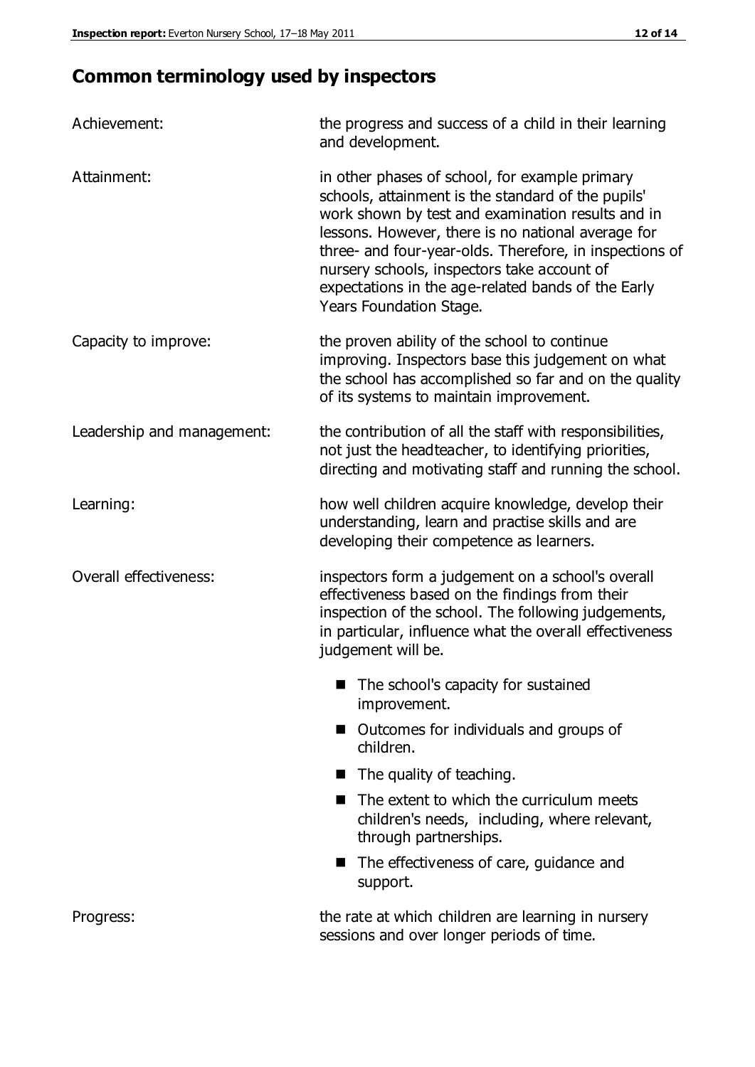## Common terminology used by inspectors

| | |
|---|---|
| Achievement: | the progress and success of a child in their learning and development. |
| Attainment: | in other phases of school, for example primary schools, attainment is the standard of the pupils' work shown by test and examination results and in lessons. However, there is no national average for three- and four-year-olds. Therefore, in inspections of nursery schools, inspectors take account of expectations in the age-related bands of the Early Years Foundation Stage. |
| Capacity to improve: | the proven ability of the school to continue improving. Inspectors base this judgement on what the school has accomplished so far and on the quality of its systems to maintain improvement. |
| Leadership and management: | the contribution of all the staff with responsibilities, not just the headteacher, to identifying priorities, directing and motivating staff and running the school. |
| Learning: | how well children acquire knowledge, develop their understanding, learn and practise skills and are developing their competence as learners. |
| Overall effectiveness: | inspectors form a judgement on a school's overall effectiveness based on the findings from their inspection of the school. The following judgements, in particular, influence what the overall effectiveness judgement will be. <br>■ The school's capacity for sustained improvement. <br>■ Outcomes for individuals and groups of children. <br>■ The quality of teaching. <br>■ The extent to which the curriculum meets children's needs, including, where relevant, through partnerships. <br>■ The effectiveness of care, guidance and support. |
| Progress: | the rate at which children are learning in nursery sessions and over longer periods of time. |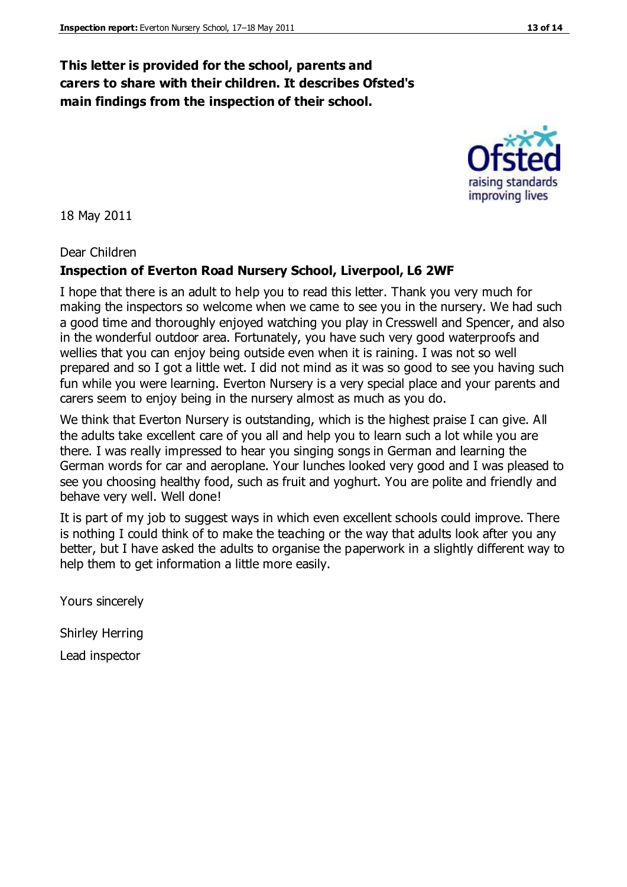**This letter is provided for the school, parents and carers to share with their children. It describes Ofsted's main findings from the inspection of their school.**

18 May 2011

Dear Children

**Inspection of Everton Road Nursery School, Liverpool, L6 2WF**

I hope that there is an adult to help you to read this letter. Thank you very much for making the inspectors so welcome when we came to see you in the nursery. We had such a good time and thoroughly enjoyed watching you play in Cresswell and Spencer, and also in the wonderful outdoor area. Fortunately, you have such very good waterproofs and wellies that you can enjoy being outside even when it is raining. I was not so well prepared and so I got a little wet. I did not mind as it was so good to see you having such fun while you were learning. Everton Nursery is a very special place and your parents and carers seem to enjoy being in the nursery almost as much as you do.

We think that Everton Nursery is outstanding, which is the highest praise I can give. All the adults take excellent care of you all and help you to learn such a lot while you are there. I was really impressed to hear you singing songs in German and learning the German words for car and aeroplane. Your lunches looked very good and I was pleased to see you choosing healthy food, such as fruit and yoghurt. You are polite and friendly and behave very well. Well done!

It is part of my job to suggest ways in which even excellent schools could improve. There is nothing I could think of to make the teaching or the way that adults look after you any better, but I have asked the adults to organise the paperwork in a slightly different way to help them to get information a little more easily.

Yours sincerely

Shirley Herring

Lead inspector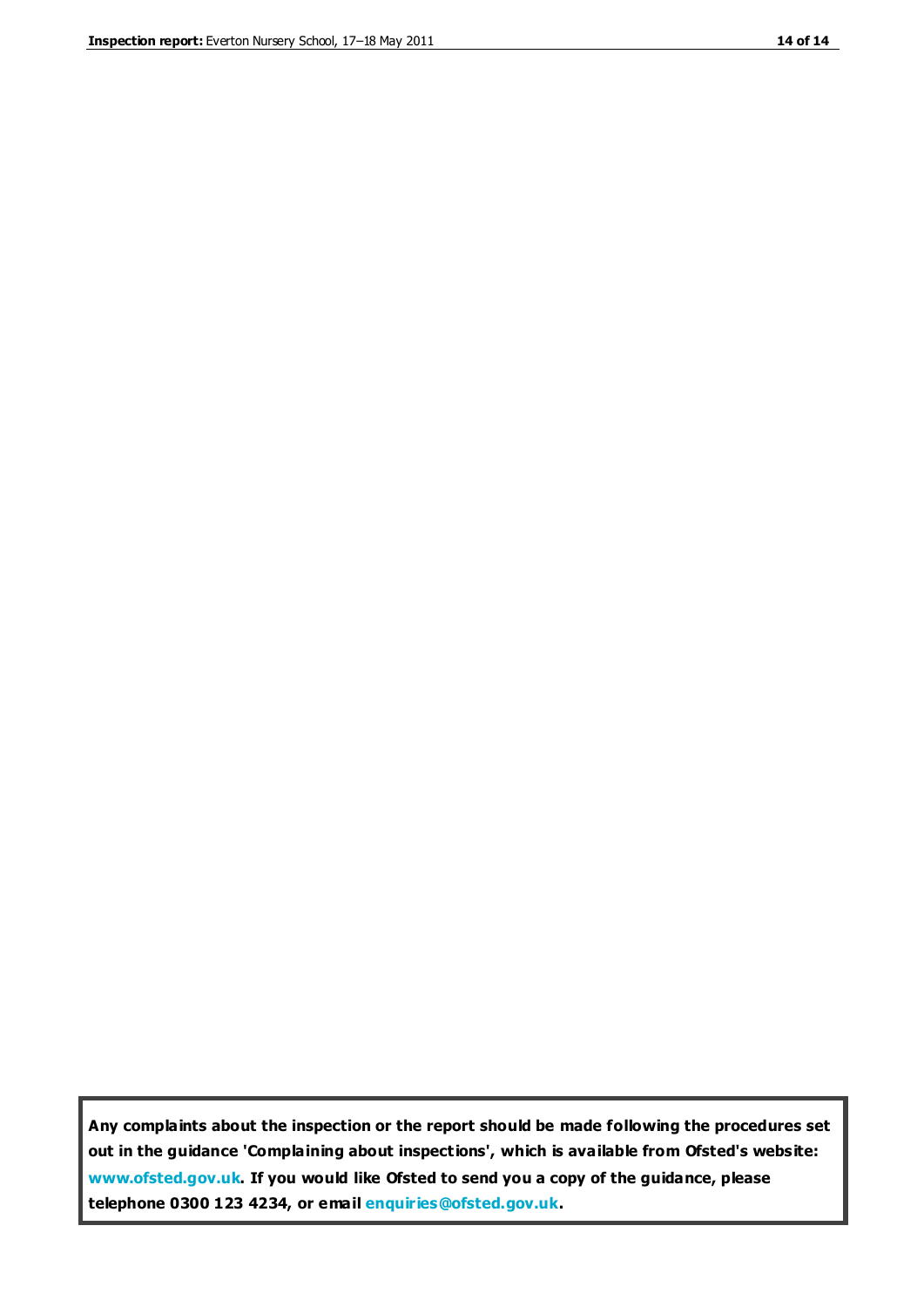**Any complaints about the inspection or the report should be made following the procedures set out in the guidance 'Complaining about inspections', which is available from Ofsted's website: www.ofsted.gov.uk. If you would like Ofsted to send you a copy of the guidance, please telephone 0300 123 4234, or email enquiries@ofsted.gov.uk.**